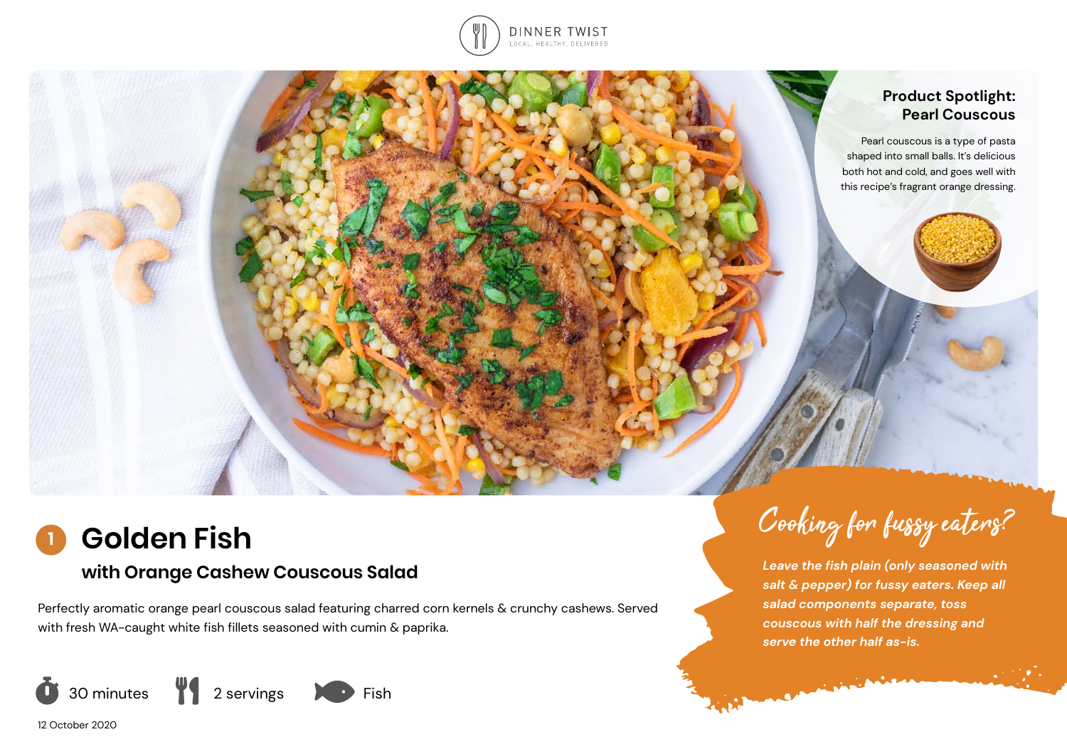DINNER TWIST
LOCAL, HEALTHY, DELIVERED

## Product Spotlight: Pearl Couscous

Pearl couscous is a type of pasta shaped into small balls. It's delicious both hot and cold, and goes well with this recipe's fragrant orange dressing.

# 1 Golden Fish

## with Orange Cashew Couscous Salad

Perfectly aromatic orange pearl couscous salad featuring charred corn kernels & crunchy cashews. Served with fresh WA-caught white fish fillets seasoned with cumin & paprika.

30 minutes | 2 servings | Fish

12 October 2020

### Cooking for fussy eaters?

***Leave the fish plain (only seasoned with salt & pepper) for fussy eaters. Keep all salad components separate, toss couscous with half the dressing and serve the other half as-is.***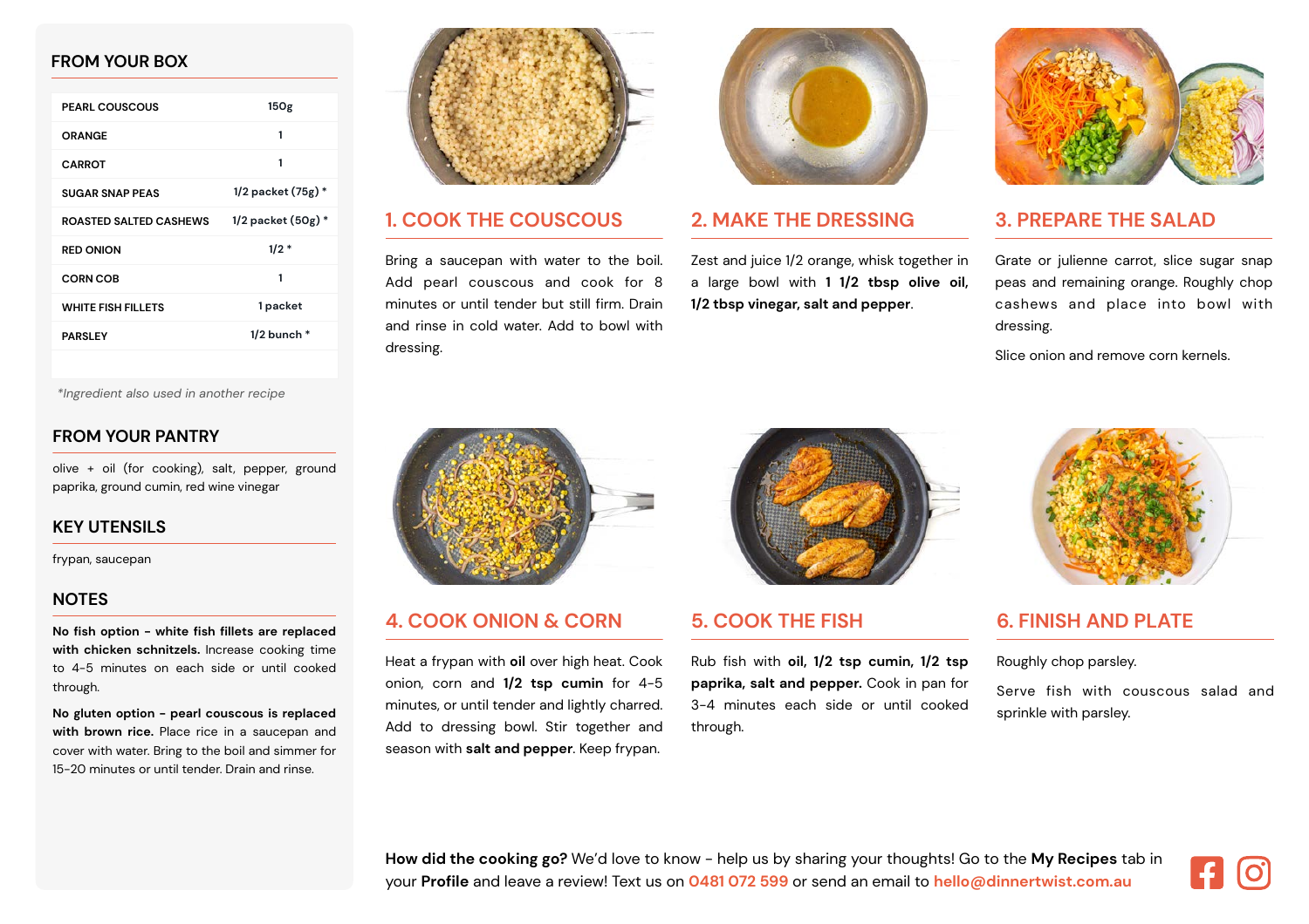## FROM YOUR BOX

| | |
|---|---|
| PEARL COUSCOUS | 150g |
| ORANGE | 1 |
| CARROT | 1 |
| SUGAR SNAP PEAS | 1/2 packet (75g) * |
| ROASTED SALTED CASHEWS | 1/2 packet (50g) * |
| RED ONION | 1/2 * |
| CORN COB | 1 |
| WHITE FISH FILLETS | 1 packet |
| PARSLEY | 1/2 bunch * |

*\*Ingredient also used in another recipe*

## FROM YOUR PANTRY

olive + oil (for cooking), salt, pepper, ground paprika, ground cumin, red wine vinegar

## KEY UTENSILS

frypan, saucepan

## NOTES

**No fish option – white fish fillets are replaced with chicken schnitzels.** Increase cooking time to 4-5 minutes on each side or until cooked through.

**No gluten option – pearl couscous is replaced with brown rice.** Place rice in a saucepan and cover with water. Bring to the boil and simmer for 15-20 minutes or until tender. Drain and rinse.

## 1. COOK THE COUSCOUS

Bring a saucepan with water to the boil. Add pearl couscous and cook for 8 minutes or until tender but still firm. Drain and rinse in cold water. Add to bowl with dressing.

## 2. MAKE THE DRESSING

Zest and juice 1/2 orange, whisk together in a large bowl with **1 1/2 tbsp olive oil, 1/2 tbsp vinegar, salt and pepper**.

## 3. PREPARE THE SALAD

Grate or julienne carrot, slice sugar snap peas and remaining orange. Roughly chop cashews and place into bowl with dressing.

Slice onion and remove corn kernels.

## 4. COOK ONION & CORN

Heat a frypan with **oil** over high heat. Cook onion, corn and **1/2 tsp cumin** for 4-5 minutes, or until tender and lightly charred. Add to dressing bowl. Stir together and season with **salt and pepper**. Keep frypan.

## 5. COOK THE FISH

Rub fish with **oil, 1/2 tsp cumin, 1/2 tsp paprika, salt and pepper.** Cook in pan for 3-4 minutes each side or until cooked through.

## 6. FINISH AND PLATE

Roughly chop parsley.

Serve fish with couscous salad and sprinkle with parsley.

**How did the cooking go?** We'd love to know - help us by sharing your thoughts! Go to the **My Recipes** tab in your **Profile** and leave a review! Text us on 0481 072 599 or send an email to hello@dinnertwist.com.au